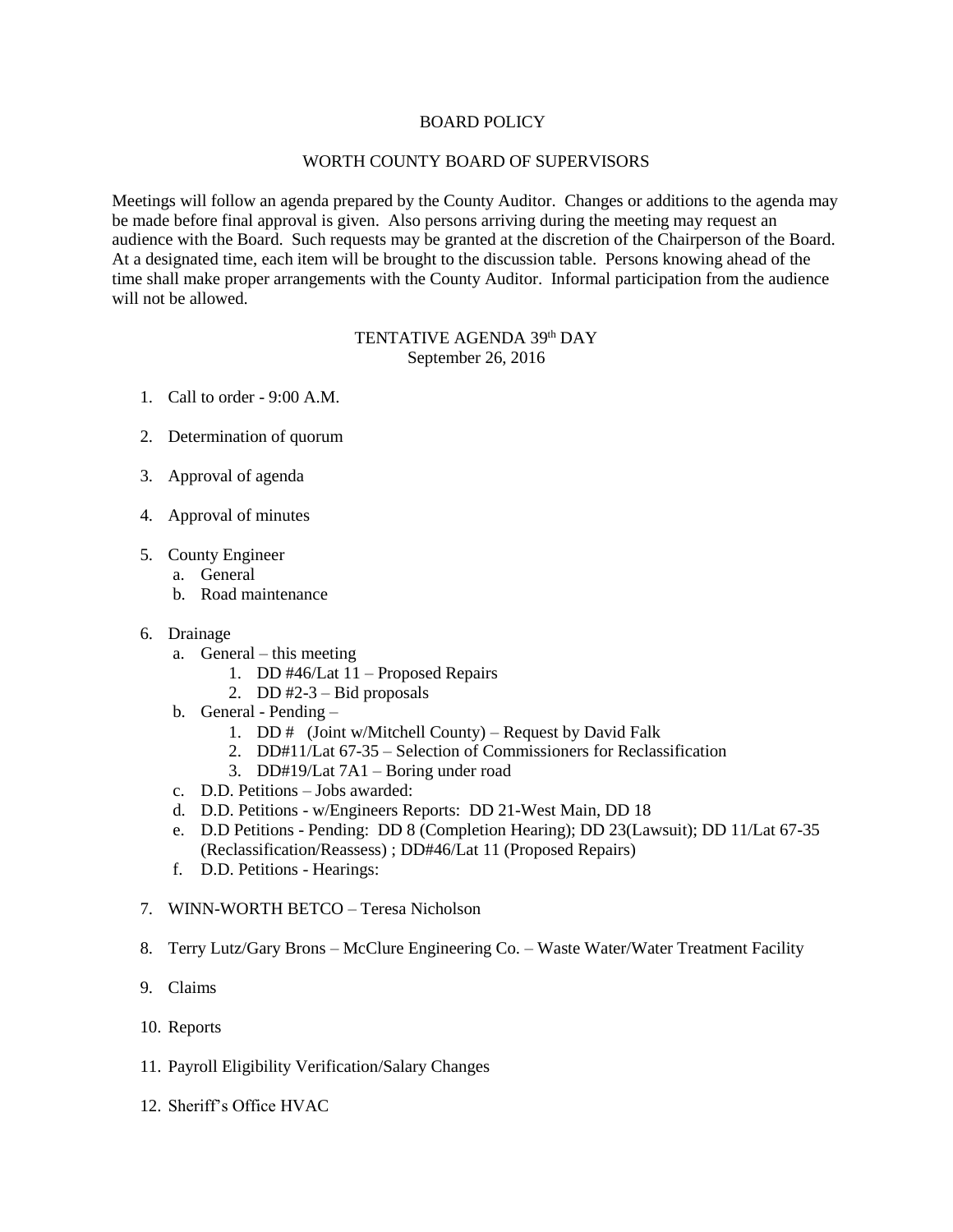# BOARD POLICY

## WORTH COUNTY BOARD OF SUPERVISORS

Meetings will follow an agenda prepared by the County Auditor. Changes or additions to the agenda may be made before final approval is given. Also persons arriving during the meeting may request an audience with the Board. Such requests may be granted at the discretion of the Chairperson of the Board. At a designated time, each item will be brought to the discussion table. Persons knowing ahead of the time shall make proper arrangements with the County Auditor. Informal participation from the audience will not be allowed.

## TENTATIVE AGENDA 39th DAY
September 26, 2016

1. Call to order - 9:00 A.M.

2. Determination of quorum

3. Approval of agenda

4. Approval of minutes

5. County Engineer
   a. General
   b. Road maintenance

6. Drainage
   a. General – this meeting
      1. DD #46/Lat 11 – Proposed Repairs
      2. DD #2-3 – Bid proposals
   b. General - Pending –
      1. DD # (Joint w/Mitchell County) – Request by David Falk
      2. DD#11/Lat 67-35 – Selection of Commissioners for Reclassification
      3. DD#19/Lat 7A1 – Boring under road
   c. D.D. Petitions – Jobs awarded:
   d. D.D. Petitions - w/Engineers Reports: DD 21-West Main, DD 18
   e. D.D Petitions - Pending: DD 8 (Completion Hearing); DD 23(Lawsuit); DD 11/Lat 67-35 (Reclassification/Reassess) ; DD#46/Lat 11 (Proposed Repairs)
   f. D.D. Petitions - Hearings:

7. WINN-WORTH BETCO – Teresa Nicholson

8. Terry Lutz/Gary Brons – McClure Engineering Co. – Waste Water/Water Treatment Facility

9. Claims

10. Reports

11. Payroll Eligibility Verification/Salary Changes

12. Sheriff's Office HVAC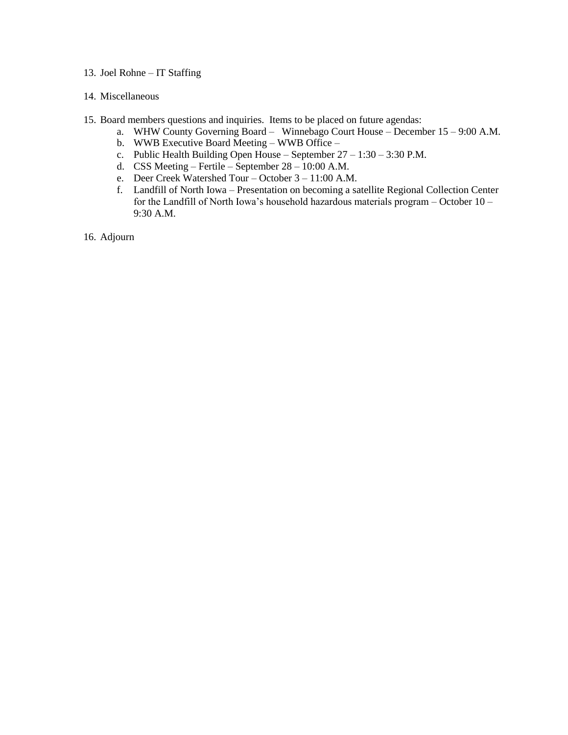13. Joel Rohne – IT Staffing

14. Miscellaneous

15. Board members questions and inquiries. Items to be placed on future agendas:
    a. WHW County Governing Board – Winnebago Court House – December 15 – 9:00 A.M.
    b. WWB Executive Board Meeting – WWB Office –
    c. Public Health Building Open House – September 27 – 1:30 – 3:30 P.M.
    d. CSS Meeting – Fertile – September 28 – 10:00 A.M.
    e. Deer Creek Watershed Tour – October 3 – 11:00 A.M.
    f. Landfill of North Iowa – Presentation on becoming a satellite Regional Collection Center for the Landfill of North Iowa's household hazardous materials program – October 10 – 9:30 A.M.

16. Adjourn